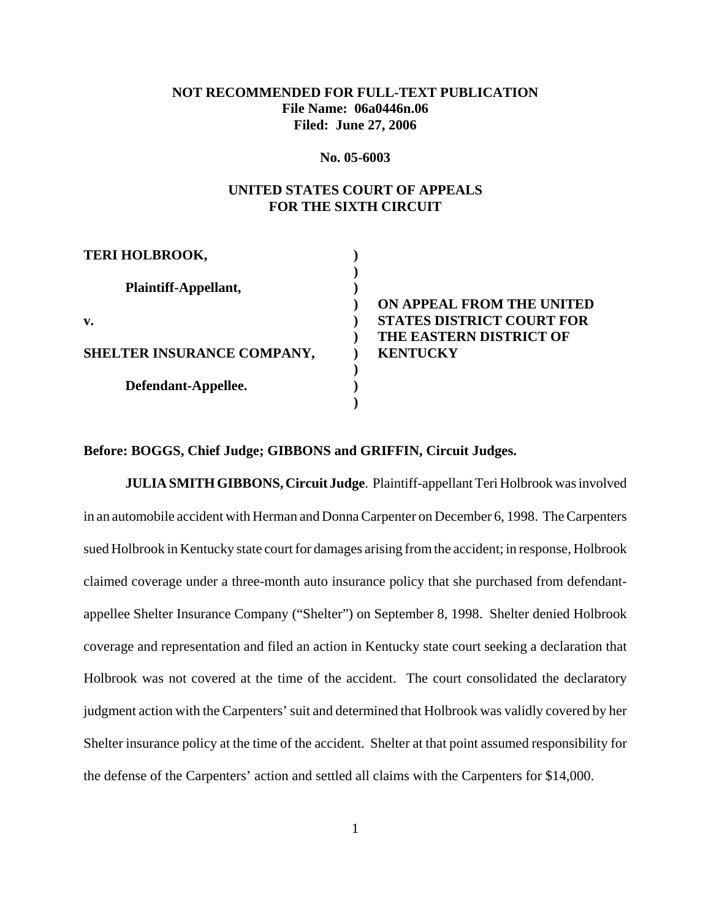**NOT RECOMMENDED FOR FULL-TEXT PUBLICATION**
**File Name: 06a0446n.06**
**Filed: June 27, 2006**

**No. 05-6003**

**UNITED STATES COURT OF APPEALS**
**FOR THE SIXTH CIRCUIT**

| | | |
|---|---|---|
| **TERI HOLBROOK,** | ) | |
| | ) | |
| **Plaintiff-Appellant,** | ) | |
| | ) | **ON APPEAL FROM THE UNITED** |
| **v.** | ) | **STATES DISTRICT COURT FOR** |
| | ) | **THE EASTERN DISTRICT OF** |
| **SHELTER INSURANCE COMPANY,** | ) | **KENTUCKY** |
| | ) | |
| **Defendant-Appellee.** | ) | |
| | ) | |

**Before: BOGGS, Chief Judge; GIBBONS and GRIFFIN, Circuit Judges.**

**JULIA SMITH GIBBONS, Circuit Judge**. Plaintiff-appellant Teri Holbrook was involved in an automobile accident with Herman and Donna Carpenter on December 6, 1998. The Carpenters sued Holbrook in Kentucky state court for damages arising from the accident; in response, Holbrook claimed coverage under a three-month auto insurance policy that she purchased from defendant-appellee Shelter Insurance Company ("Shelter") on September 8, 1998. Shelter denied Holbrook coverage and representation and filed an action in Kentucky state court seeking a declaration that Holbrook was not covered at the time of the accident. The court consolidated the declaratory judgment action with the Carpenters' suit and determined that Holbrook was validly covered by her Shelter insurance policy at the time of the accident. Shelter at that point assumed responsibility for the defense of the Carpenters' action and settled all claims with the Carpenters for $14,000.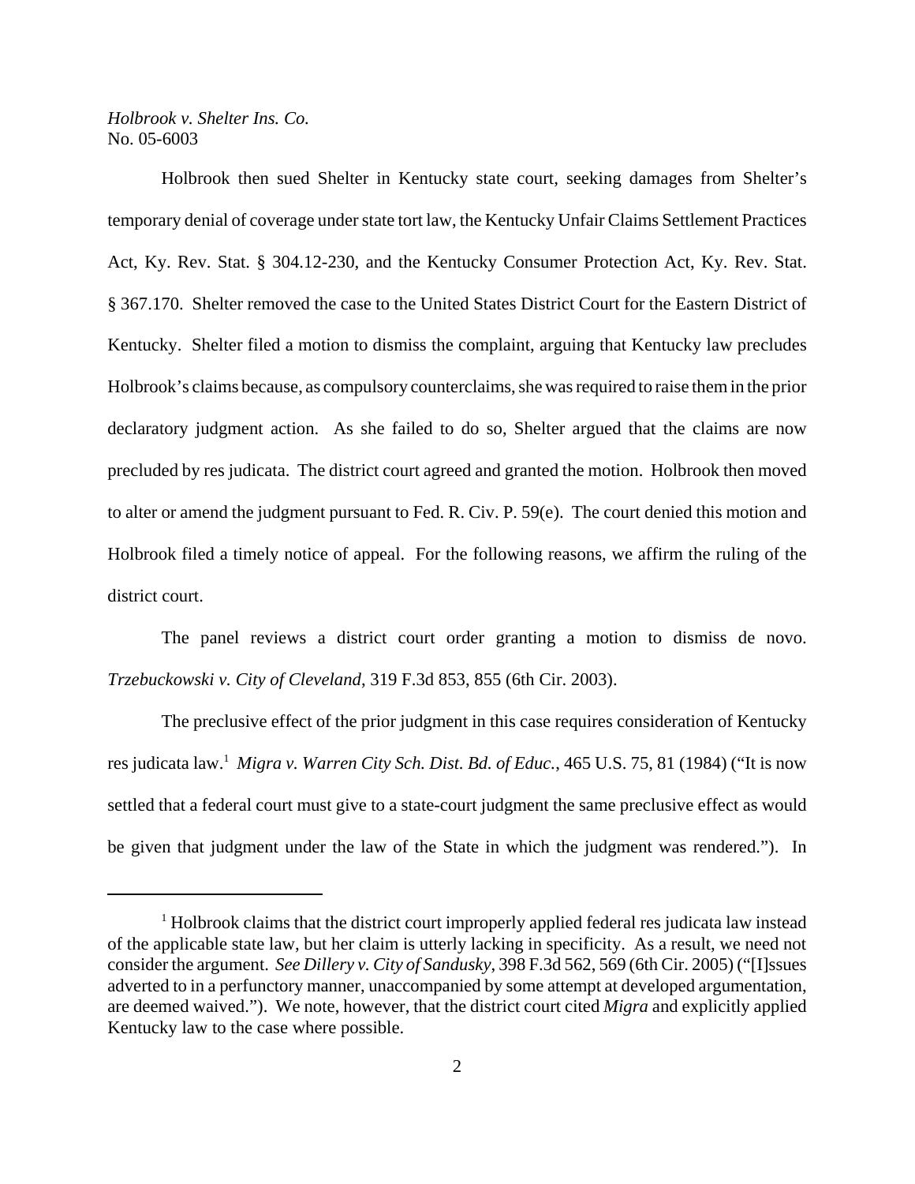Holbrook then sued Shelter in Kentucky state court, seeking damages from Shelter's temporary denial of coverage under state tort law, the Kentucky Unfair Claims Settlement Practices Act, Ky. Rev. Stat. § 304.12-230, and the Kentucky Consumer Protection Act, Ky. Rev. Stat. § 367.170. Shelter removed the case to the United States District Court for the Eastern District of Kentucky. Shelter filed a motion to dismiss the complaint, arguing that Kentucky law precludes Holbrook's claims because, as compulsory counterclaims, she was required to raise them in the prior declaratory judgment action. As she failed to do so, Shelter argued that the claims are now precluded by res judicata. The district court agreed and granted the motion. Holbrook then moved to alter or amend the judgment pursuant to Fed. R. Civ. P. 59(e). The court denied this motion and Holbrook filed a timely notice of appeal. For the following reasons, we affirm the ruling of the district court.

The panel reviews a district court order granting a motion to dismiss de novo. *Trzebuckowski v. City of Cleveland*, 319 F.3d 853, 855 (6th Cir. 2003).

The preclusive effect of the prior judgment in this case requires consideration of Kentucky res judicata law.[1] *Migra v. Warren City Sch. Dist. Bd. of Educ.*, 465 U.S. 75, 81 (1984) ("It is now settled that a federal court must give to a state-court judgment the same preclusive effect as would be given that judgment under the law of the State in which the judgment was rendered."). In

---

[1] Holbrook claims that the district court improperly applied federal res judicata law instead of the applicable state law, but her claim is utterly lacking in specificity. As a result, we need not consider the argument. *See Dillery v. City of Sandusky*, 398 F.3d 562, 569 (6th Cir. 2005) ("[I]ssues adverted to in a perfunctory manner, unaccompanied by some attempt at developed argumentation, are deemed waived."). We note, however, that the district court cited *Migra* and explicitly applied Kentucky law to the case where possible.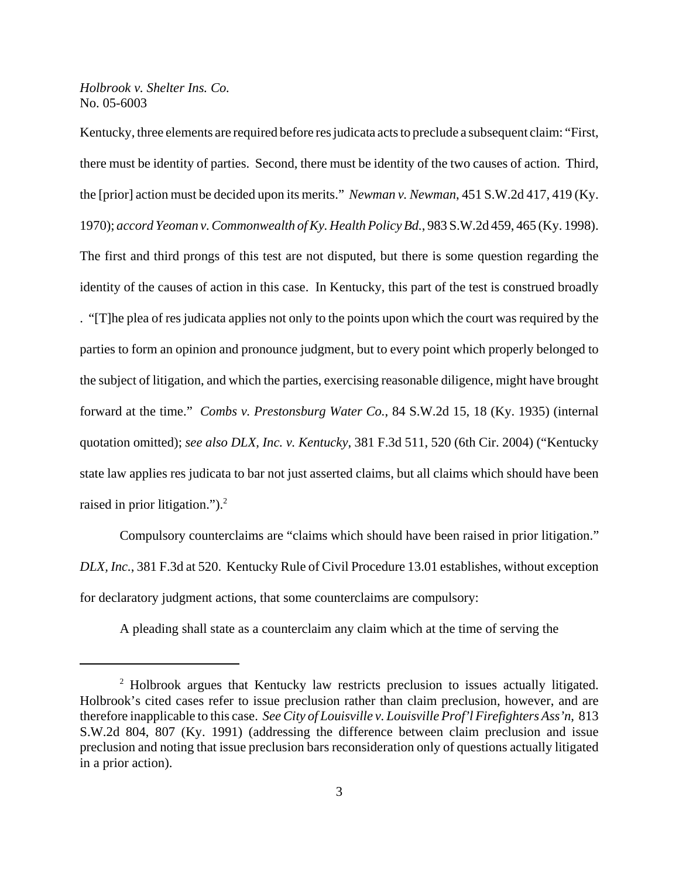Kentucky, three elements are required before res judicata acts to preclude a subsequent claim: "First, there must be identity of parties. Second, there must be identity of the two causes of action. Third, the [prior] action must be decided upon its merits." *Newman v. Newman*, 451 S.W.2d 417, 419 (Ky. 1970); *accord Yeoman v. Commonwealth of Ky. Health Policy Bd.*, 983 S.W.2d 459, 465 (Ky. 1998). The first and third prongs of this test are not disputed, but there is some question regarding the identity of the causes of action in this case. In Kentucky, this part of the test is construed broadly . "[T]he plea of res judicata applies not only to the points upon which the court was required by the parties to form an opinion and pronounce judgment, but to every point which properly belonged to the subject of litigation, and which the parties, exercising reasonable diligence, might have brought forward at the time." *Combs v. Prestonsburg Water Co.*, 84 S.W.2d 15, 18 (Ky. 1935) (internal quotation omitted); *see also DLX, Inc. v. Kentucky*, 381 F.3d 511, 520 (6th Cir. 2004) ("Kentucky state law applies res judicata to bar not just asserted claims, but all claims which should have been raised in prior litigation.").[2]

Compulsory counterclaims are "claims which should have been raised in prior litigation." *DLX, Inc.*, 381 F.3d at 520. Kentucky Rule of Civil Procedure 13.01 establishes, without exception for declaratory judgment actions, that some counterclaims are compulsory:

> A pleading shall state as a counterclaim any claim which at the time of serving the

---

[2] Holbrook argues that Kentucky law restricts preclusion to issues actually litigated. Holbrook's cited cases refer to issue preclusion rather than claim preclusion, however, and are therefore inapplicable to this case. *See City of Louisville v. Louisville Prof'l Firefighters Ass'n*, 813 S.W.2d 804, 807 (Ky. 1991) (addressing the difference between claim preclusion and issue preclusion and noting that issue preclusion bars reconsideration only of questions actually litigated in a prior action).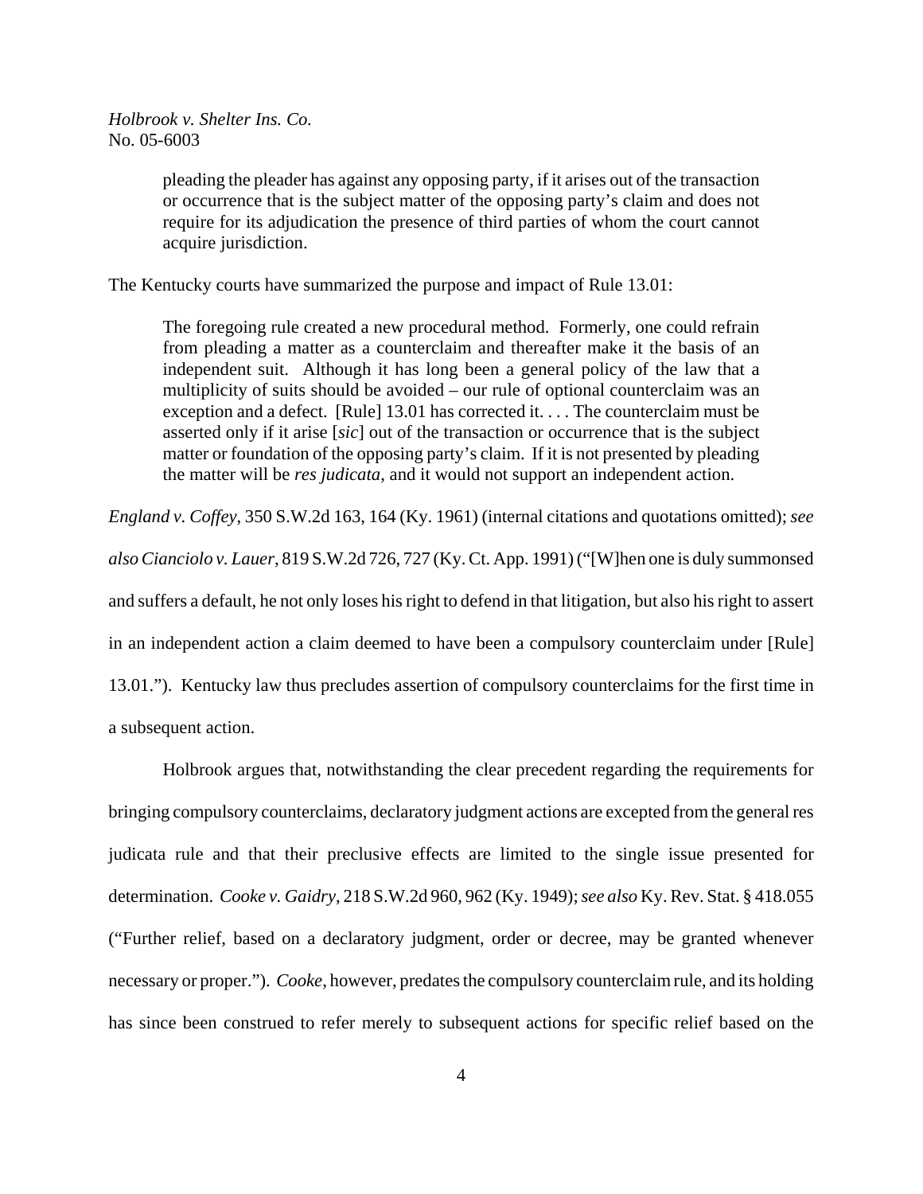> pleading the pleader has against any opposing party, if it arises out of the transaction or occurrence that is the subject matter of the opposing party's claim and does not require for its adjudication the presence of third parties of whom the court cannot acquire jurisdiction.

The Kentucky courts have summarized the purpose and impact of Rule 13.01:

> The foregoing rule created a new procedural method. Formerly, one could refrain from pleading a matter as a counterclaim and thereafter make it the basis of an independent suit. Although it has long been a general policy of the law that a multiplicity of suits should be avoided – our rule of optional counterclaim was an exception and a defect. [Rule] 13.01 has corrected it. . . . The counterclaim must be asserted only if it arise [*sic*] out of the transaction or occurrence that is the subject matter or foundation of the opposing party's claim. If it is not presented by pleading the matter will be *res judicata*, and it would not support an independent action.

*England v. Coffey*, 350 S.W.2d 163, 164 (Ky. 1961) (internal citations and quotations omitted); *see also Cianciolo v. Lauer*, 819 S.W.2d 726, 727 (Ky. Ct. App. 1991) ("[W]hen one is duly summonsed and suffers a default, he not only loses his right to defend in that litigation, but also his right to assert in an independent action a claim deemed to have been a compulsory counterclaim under [Rule] 13.01."). Kentucky law thus precludes assertion of compulsory counterclaims for the first time in a subsequent action.

Holbrook argues that, notwithstanding the clear precedent regarding the requirements for bringing compulsory counterclaims, declaratory judgment actions are excepted from the general res judicata rule and that their preclusive effects are limited to the single issue presented for determination. *Cooke v. Gaidry*, 218 S.W.2d 960, 962 (Ky. 1949); *see also* Ky. Rev. Stat. § 418.055 ("Further relief, based on a declaratory judgment, order or decree, may be granted whenever necessary or proper."). *Cooke*, however, predates the compulsory counterclaim rule, and its holding has since been construed to refer merely to subsequent actions for specific relief based on the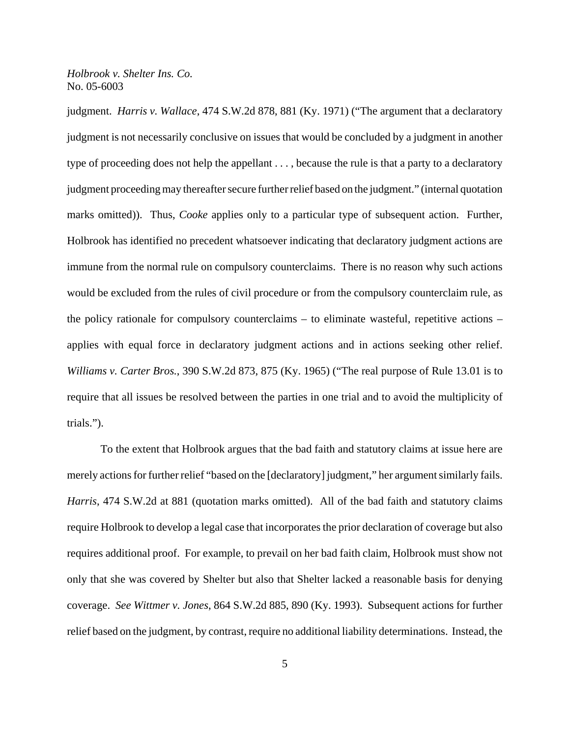judgment. *Harris v. Wallace*, 474 S.W.2d 878, 881 (Ky. 1971) ("The argument that a declaratory judgment is not necessarily conclusive on issues that would be concluded by a judgment in another type of proceeding does not help the appellant . . . , because the rule is that a party to a declaratory judgment proceeding may thereafter secure further relief based on the judgment." (internal quotation marks omitted)). Thus, *Cooke* applies only to a particular type of subsequent action. Further, Holbrook has identified no precedent whatsoever indicating that declaratory judgment actions are immune from the normal rule on compulsory counterclaims. There is no reason why such actions would be excluded from the rules of civil procedure or from the compulsory counterclaim rule, as the policy rationale for compulsory counterclaims – to eliminate wasteful, repetitive actions – applies with equal force in declaratory judgment actions and in actions seeking other relief. *Williams v. Carter Bros.*, 390 S.W.2d 873, 875 (Ky. 1965) ("The real purpose of Rule 13.01 is to require that all issues be resolved between the parties in one trial and to avoid the multiplicity of trials.").

To the extent that Holbrook argues that the bad faith and statutory claims at issue here are merely actions for further relief "based on the [declaratory] judgment," her argument similarly fails. *Harris*, 474 S.W.2d at 881 (quotation marks omitted). All of the bad faith and statutory claims require Holbrook to develop a legal case that incorporates the prior declaration of coverage but also requires additional proof. For example, to prevail on her bad faith claim, Holbrook must show not only that she was covered by Shelter but also that Shelter lacked a reasonable basis for denying coverage. *See Wittmer v. Jones*, 864 S.W.2d 885, 890 (Ky. 1993). Subsequent actions for further relief based on the judgment, by contrast, require no additional liability determinations. Instead, the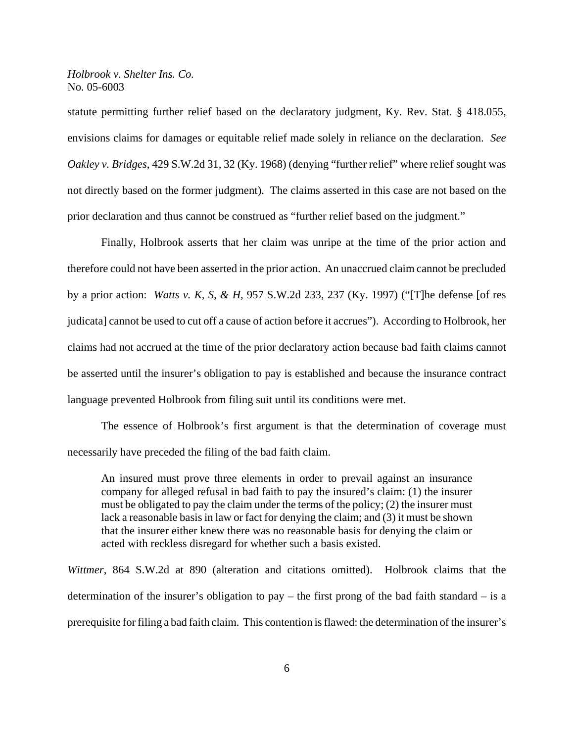statute permitting further relief based on the declaratory judgment, Ky. Rev. Stat. § 418.055, envisions claims for damages or equitable relief made solely in reliance on the declaration. *See Oakley v. Bridges*, 429 S.W.2d 31, 32 (Ky. 1968) (denying "further relief" where relief sought was not directly based on the former judgment). The claims asserted in this case are not based on the prior declaration and thus cannot be construed as "further relief based on the judgment."

Finally, Holbrook asserts that her claim was unripe at the time of the prior action and therefore could not have been asserted in the prior action. An unaccrued claim cannot be precluded by a prior action: *Watts v. K, S, & H*, 957 S.W.2d 233, 237 (Ky. 1997) ("[T]he defense [of res judicata] cannot be used to cut off a cause of action before it accrues"). According to Holbrook, her claims had not accrued at the time of the prior declaratory action because bad faith claims cannot be asserted until the insurer's obligation to pay is established and because the insurance contract language prevented Holbrook from filing suit until its conditions were met.

The essence of Holbrook's first argument is that the determination of coverage must necessarily have preceded the filing of the bad faith claim.

> An insured must prove three elements in order to prevail against an insurance company for alleged refusal in bad faith to pay the insured's claim: (1) the insurer must be obligated to pay the claim under the terms of the policy; (2) the insurer must lack a reasonable basis in law or fact for denying the claim; and (3) it must be shown that the insurer either knew there was no reasonable basis for denying the claim or acted with reckless disregard for whether such a basis existed.

*Wittmer*, 864 S.W.2d at 890 (alteration and citations omitted). Holbrook claims that the determination of the insurer's obligation to pay – the first prong of the bad faith standard – is a prerequisite for filing a bad faith claim. This contention is flawed: the determination of the insurer's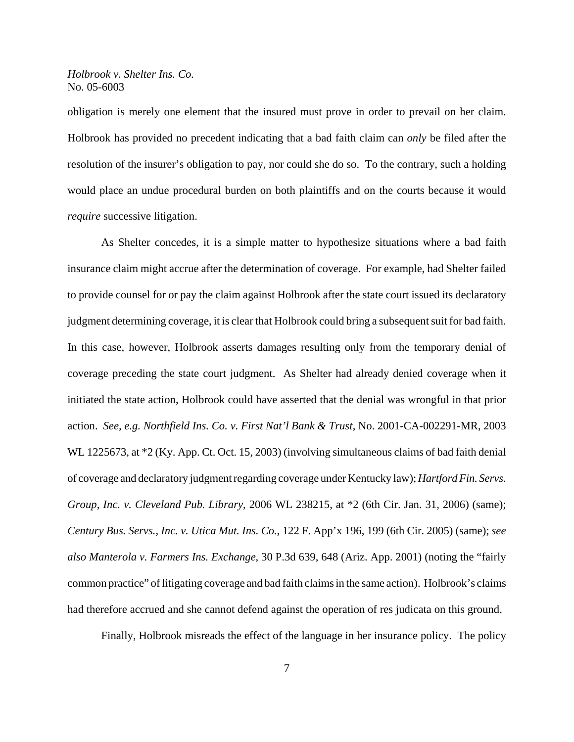obligation is merely one element that the insured must prove in order to prevail on her claim. Holbrook has provided no precedent indicating that a bad faith claim can *only* be filed after the resolution of the insurer's obligation to pay, nor could she do so. To the contrary, such a holding would place an undue procedural burden on both plaintiffs and on the courts because it would *require* successive litigation.

As Shelter concedes, it is a simple matter to hypothesize situations where a bad faith insurance claim might accrue after the determination of coverage. For example, had Shelter failed to provide counsel for or pay the claim against Holbrook after the state court issued its declaratory judgment determining coverage, it is clear that Holbrook could bring a subsequent suit for bad faith. In this case, however, Holbrook asserts damages resulting only from the temporary denial of coverage preceding the state court judgment. As Shelter had already denied coverage when it initiated the state action, Holbrook could have asserted that the denial was wrongful in that prior action. *See, e.g. Northfield Ins. Co. v. First Nat'l Bank & Trust*, No. 2001-CA-002291-MR, 2003 WL 1225673, at *2 (Ky. App. Ct. Oct. 15, 2003) (involving simultaneous claims of bad faith denial of coverage and declaratory judgment regarding coverage under Kentucky law); *Hartford Fin. Servs. Group, Inc. v. Cleveland Pub. Library*, 2006 WL 238215, at *2 (6th Cir. Jan. 31, 2006) (same); *Century Bus. Servs., Inc. v. Utica Mut. Ins. Co.*, 122 F. App'x 196, 199 (6th Cir. 2005) (same); *see also Manterola v. Farmers Ins. Exchange*, 30 P.3d 639, 648 (Ariz. App. 2001) (noting the "fairly common practice" of litigating coverage and bad faith claims in the same action). Holbrook's claims had therefore accrued and she cannot defend against the operation of res judicata on this ground.

Finally, Holbrook misreads the effect of the language in her insurance policy. The policy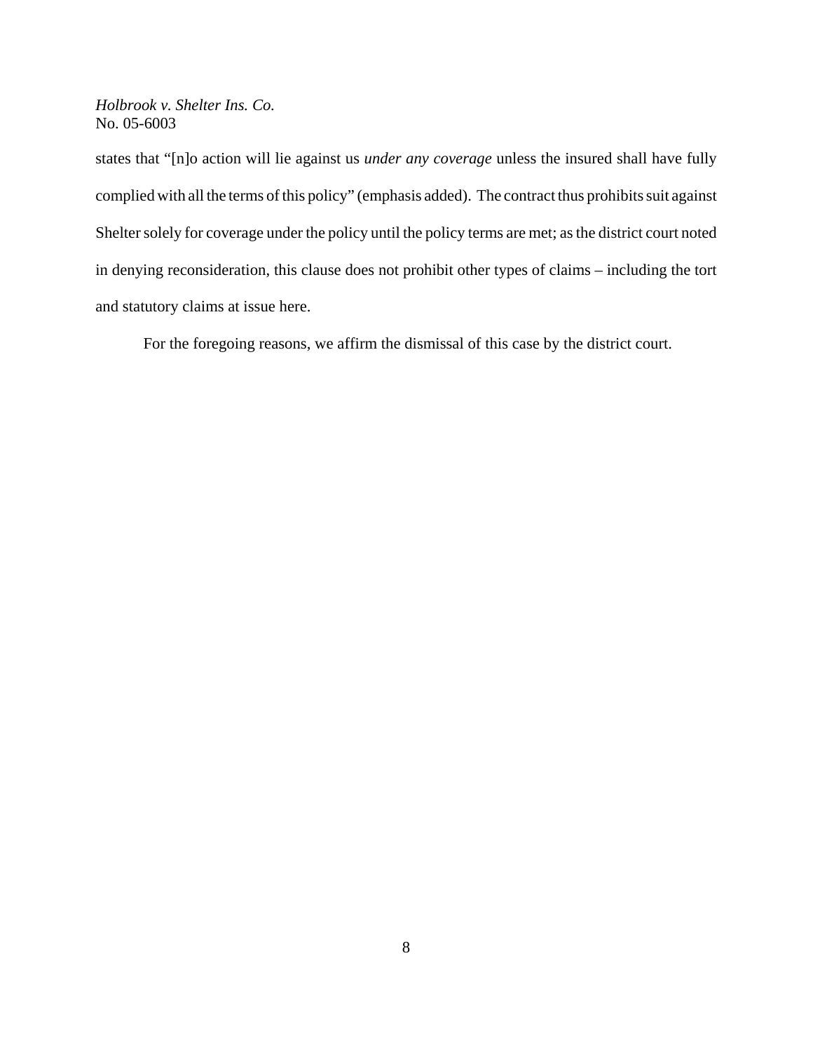states that "[n]o action will lie against us *under any coverage* unless the insured shall have fully complied with all the terms of this policy" (emphasis added). The contract thus prohibits suit against Shelter solely for coverage under the policy until the policy terms are met; as the district court noted in denying reconsideration, this clause does not prohibit other types of claims – including the tort and statutory claims at issue here.

For the foregoing reasons, we affirm the dismissal of this case by the district court.